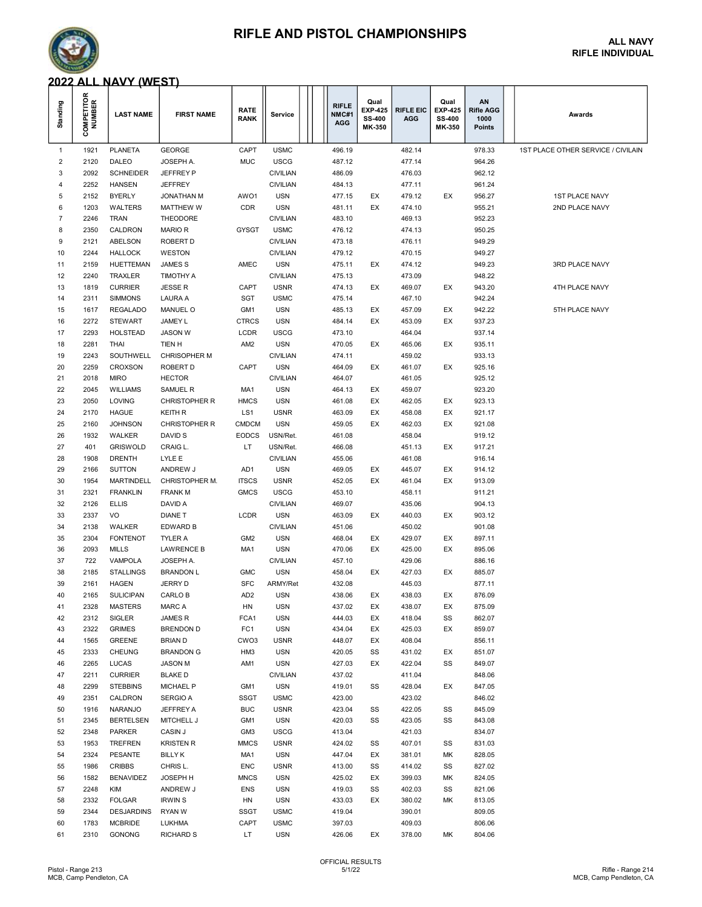# RIFLE AND PISTOL CHAMPIONSHIPS

**ALL NAVY**
**RIFLE INDIVIDUAL**

## 2022 ALL NAVY (WEST)

| Standing | COMPETITOR NUMBER | LAST NAME | FIRST NAME | RATE RANK | Service | RIFLE NMC#1 AGG | Qual EXP-425 SS-400 MK-350 | RIFLE EIC AGG | Qual EXP-425 SS-400 MK-350 | AN Rifle AGG 1000 Points | Awards |
|---|---|---|---|---|---|---|---|---|---|---|---|
| 1 | 1921 | PLANETA | GEORGE | CAPT | USMC | 496.19 | | 482.14 | | 978.33 | 1ST PLACE OTHER SERVICE / CIVILAIN |
| 2 | 2120 | DALEO | JOSEPH A. | MUC | USCG | 487.12 | | 477.14 | | 964.26 | |
| 3 | 2092 | SCHNEIDER | JEFFREY P | | CIVILIAN | 486.09 | | 476.03 | | 962.12 | |
| 4 | 2252 | HANSEN | JEFFREY | | CIVILIAN | 484.13 | | 477.11 | | 961.24 | |
| 5 | 2152 | BYERLY | JONATHAN M | AWO1 | USN | 477.15 | EX | 479.12 | EX | 956.27 | 1ST PLACE NAVY |
| 6 | 1203 | WALTERS | MATTHEW W | CDR | USN | 481.11 | EX | 474.10 | | 955.21 | 2ND PLACE NAVY |
| 7 | 2246 | TRAN | THEODORE | | CIVILIAN | 483.10 | | 469.13 | | 952.23 | |
| 8 | 2350 | CALDRON | MARIO R | GYSGT | USMC | 476.12 | | 474.13 | | 950.25 | |
| 9 | 2121 | ABELSON | ROBERT D | | CIVILIAN | 473.18 | | 476.11 | | 949.29 | |
| 10 | 2244 | HALLOCK | WESTON | | CIVILIAN | 479.12 | | 470.15 | | 949.27 | |
| 11 | 2159 | HUETTEMAN | JAMES S | AMEC | USN | 475.11 | EX | 474.12 | | 949.23 | 3RD PLACE NAVY |
| 12 | 2240 | TRAXLER | TIMOTHY A | | CIVILIAN | 475.13 | | 473.09 | | 948.22 | |
| 13 | 1819 | CURRIER | JESSE R | CAPT | USNR | 474.13 | EX | 469.07 | EX | 943.20 | 4TH PLACE NAVY |
| 14 | 2311 | SIMMONS | LAURA A | SGT | USMC | 475.14 | | 467.10 | | 942.24 | |
| 15 | 1617 | REGALADO | MANUEL O | GM1 | USN | 485.13 | EX | 457.09 | EX | 942.22 | 5TH PLACE NAVY |
| 16 | 2272 | STEWART | JAMEY L | CTRCS | USN | 484.14 | EX | 453.09 | EX | 937.23 | |
| 17 | 2293 | HOLSTEAD | JASON W | LCDR | USCG | 473.10 | | 464.04 | | 937.14 | |
| 18 | 2281 | THAI | TIEN H | AM2 | USN | 470.05 | EX | 465.06 | EX | 935.11 | |
| 19 | 2243 | SOUTHWELL | CHRISOPHER M | | CIVILIAN | 474.11 | | 459.02 | | 933.13 | |
| 20 | 2259 | CROXSON | ROBERT D | CAPT | USN | 464.09 | EX | 461.07 | EX | 925.16 | |
| 21 | 2018 | MIRO | HECTOR | | CIVILIAN | 464.07 | | 461.05 | | 925.12 | |
| 22 | 2045 | WILLIAMS | SAMUEL R | MA1 | USN | 464.13 | EX | 459.07 | | 923.20 | |
| 23 | 2050 | LOVING | CHRISTOPHER R | HMCS | USN | 461.08 | EX | 462.05 | EX | 923.13 | |
| 24 | 2170 | HAGUE | KEITH R | LS1 | USNR | 463.09 | EX | 458.08 | EX | 921.17 | |
| 25 | 2160 | JOHNSON | CHRISTOPHER R | CMDCM | USN | 459.05 | EX | 462.03 | EX | 921.08 | |
| 26 | 1932 | WALKER | DAVID S | EODCS | USN/Ret. | 461.08 | | 458.04 | | 919.12 | |
| 27 | 401 | GRISWOLD | CRAIG L. | LT | USN/Ret. | 466.08 | | 451.13 | EX | 917.21 | |
| 28 | 1908 | DRENTH | LYLE E | | CIVILIAN | 455.06 | | 461.08 | | 916.14 | |
| 29 | 2166 | SUTTON | ANDREW J | AD1 | USN | 469.05 | EX | 445.07 | EX | 914.12 | |
| 30 | 1954 | MARTINDELL | CHRISTOPHER M. | ITSCS | USNR | 452.05 | EX | 461.04 | EX | 913.09 | |
| 31 | 2321 | FRANKLIN | FRANK M | GMCS | USCG | 453.10 | | 458.11 | | 911.21 | |
| 32 | 2126 | ELLIS | DAVID A | | CIVILIAN | 469.07 | | 435.06 | | 904.13 | |
| 33 | 2337 | VO | DIANE T | LCDR | USN | 463.09 | EX | 440.03 | EX | 903.12 | |
| 34 | 2138 | WALKER | EDWARD B | | CIVILIAN | 451.06 | | 450.02 | | 901.08 | |
| 35 | 2304 | FONTENOT | TYLER A | GM2 | USN | 468.04 | EX | 429.07 | EX | 897.11 | |
| 36 | 2093 | MILLS | LAWRENCE B | MA1 | USN | 470.06 | EX | 425.00 | EX | 895.06 | |
| 37 | 722 | VAMPOLA | JOSEPH A. | | CIVILIAN | 457.10 | | 429.06 | | 886.16 | |
| 38 | 2185 | STALLINGS | BRANDON L | GMC | USN | 458.04 | EX | 427.03 | EX | 885.07 | |
| 39 | 2161 | HAGEN | JERRY D | SFC | ARMY/Ret | 432.08 | | 445.03 | | 877.11 | |
| 40 | 2165 | SULICIPAN | CARLO B | AD2 | USN | 438.06 | EX | 438.03 | EX | 876.09 | |
| 41 | 2328 | MASTERS | MARC A | HN | USN | 437.02 | EX | 438.07 | EX | 875.09 | |
| 42 | 2312 | SIGLER | JAMES R | FCA1 | USN | 444.03 | EX | 418.04 | SS | 862.07 | |
| 43 | 2322 | GRIMES | BRENDON D | FC1 | USN | 434.04 | EX | 425.03 | EX | 859.07 | |
| 44 | 1565 | GREENE | BRIAN D | CWO3 | USNR | 448.07 | EX | 408.04 | | 856.11 | |
| 45 | 2333 | CHEUNG | BRANDON G | HM3 | USN | 420.05 | SS | 431.02 | EX | 851.07 | |
| 46 | 2265 | LUCAS | JASON M | AM1 | USN | 427.03 | EX | 422.04 | SS | 849.07 | |
| 47 | 2211 | CURRIER | BLAKE D | | CIVILIAN | 437.02 | | 411.04 | | 848.06 | |
| 48 | 2299 | STEBBINS | MICHAEL P | GM1 | USN | 419.01 | SS | 428.04 | EX | 847.05 | |
| 49 | 2351 | CALDRON | SERGIO A | SSGT | USMC | 423.00 | | 423.02 | | 846.02 | |
| 50 | 1916 | NARANJO | JEFFREY A | BUC | USNR | 423.04 | SS | 422.05 | SS | 845.09 | |
| 51 | 2345 | BERTELSEN | MITCHELL J | GM1 | USN | 420.03 | SS | 423.05 | SS | 843.08 | |
| 52 | 2348 | PARKER | CASIN J | GM3 | USCG | 413.04 | | 421.03 | | 834.07 | |
| 53 | 1953 | TREFREN | KRISTEN R | MMCS | USNR | 424.02 | SS | 407.01 | SS | 831.03 | |
| 54 | 2324 | PESANTE | BILLY K | MA1 | USN | 447.04 | EX | 381.01 | MK | 828.05 | |
| 55 | 1986 | CRIBBS | CHRIS L. | ENC | USNR | 413.00 | SS | 414.02 | SS | 827.02 | |
| 56 | 1582 | BENAVIDEZ | JOSEPH H | MNCS | USN | 425.02 | EX | 399.03 | MK | 824.05 | |
| 57 | 2248 | KIM | ANDREW J | ENS | USN | 419.03 | SS | 402.03 | SS | 821.06 | |
| 58 | 2332 | FOLGAR | IRWIN S | HN | USN | 433.03 | EX | 380.02 | MK | 813.05 | |
| 59 | 2344 | DESJARDINS | RYAN W | SSGT | USMC | 419.04 | | 390.01 | | 809.05 | |
| 60 | 1783 | MCBRIDE | LUKHMA | CAPT | USMC | 397.03 | | 409.03 | | 806.06 | |
| 61 | 2310 | GONONG | RICHARD S | LT | USN | 426.06 | EX | 378.00 | MK | 804.06 | |

Pistol - Range 213
MCB, Camp Pendleton, CA

OFFICIAL RESULTS
5/1/22

Rifle - Range 214
MCB, Camp Pendleton, CA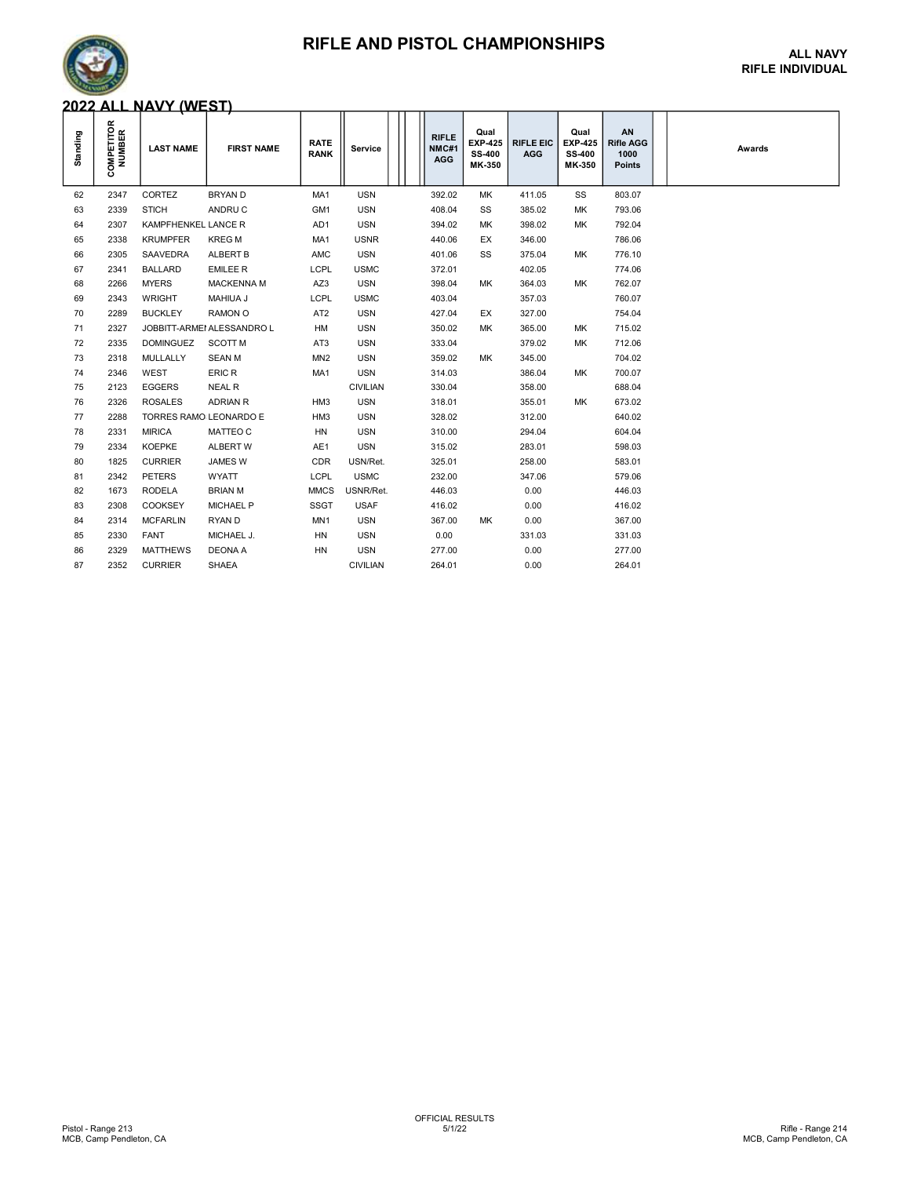# RIFLE AND PISTOL CHAMPIONSHIPS

**ALL NAVY**
**RIFLE INDIVIDUAL**

## 2022 ALL NAVY (WEST)

| Standing | COMPETITOR NUMBER | LAST NAME | FIRST NAME | RATE RANK | Service | RIFLE NMC#1 AGG | Qual EXP-425 SS-400 MK-350 | RIFLE EIC AGG | Qual EXP-425 SS-400 MK-350 | AN Rifle AGG 1000 Points | Awards |
|---|---|---|---|---|---|---|---|---|---|---|---|
| 62 | 2347 | CORTEZ | BRYAN D | MA1 | USN | 392.02 | MK | 411.05 | SS | 803.07 | |
| 63 | 2339 | STICH | ANDRU C | GM1 | USN | 408.04 | SS | 385.02 | MK | 793.06 | |
| 64 | 2307 | KAMPFHENKEL | LANCE R | AD1 | USN | 394.02 | MK | 398.02 | MK | 792.04 | |
| 65 | 2338 | KRUMPFER | KREG M | MA1 | USNR | 440.06 | EX | 346.00 | | 786.06 | |
| 66 | 2305 | SAAVEDRA | ALBERT B | AMC | USN | 401.06 | SS | 375.04 | MK | 776.10 | |
| 67 | 2341 | BALLARD | EMILEE R | LCPL | USMC | 372.01 | | 402.05 | | 774.06 | |
| 68 | 2266 | MYERS | MACKENNA M | AZ3 | USN | 398.04 | MK | 364.03 | MK | 762.07 | |
| 69 | 2343 | WRIGHT | MAHIUA J | LCPL | USMC | 403.04 | | 357.03 | | 760.07 | |
| 70 | 2289 | BUCKLEY | RAMON O | AT2 | USN | 427.04 | EX | 327.00 | | 754.04 | |
| 71 | 2327 | JOBBITT-ARMEI | ALESSANDRO L | HM | USN | 350.02 | MK | 365.00 | MK | 715.02 | |
| 72 | 2335 | DOMINGUEZ | SCOTT M | AT3 | USN | 333.04 | | 379.02 | MK | 712.06 | |
| 73 | 2318 | MULLALLY | SEAN M | MN2 | USN | 359.02 | MK | 345.00 | | 704.02 | |
| 74 | 2346 | WEST | ERIC R | MA1 | USN | 314.03 | | 386.04 | MK | 700.07 | |
| 75 | 2123 | EGGERS | NEAL R | | CIVILIAN | 330.04 | | 358.00 | | 688.04 | |
| 76 | 2326 | ROSALES | ADRIAN R | HM3 | USN | 318.01 | | 355.01 | MK | 673.02 | |
| 77 | 2288 | TORRES RAMO | LEONARDO E | HM3 | USN | 328.02 | | 312.00 | | 640.02 | |
| 78 | 2331 | MIRICA | MATTEO C | HN | USN | 310.00 | | 294.04 | | 604.04 | |
| 79 | 2334 | KOEPKE | ALBERT W | AE1 | USN | 315.02 | | 283.01 | | 598.03 | |
| 80 | 1825 | CURRIER | JAMES W | CDR | USN/Ret. | 325.01 | | 258.00 | | 583.01 | |
| 81 | 2342 | PETERS | WYATT | LCPL | USMC | 232.00 | | 347.06 | | 579.06 | |
| 82 | 1673 | RODELA | BRIAN M | MMCS | USNR/Ret. | 446.03 | | 0.00 | | 446.03 | |
| 83 | 2308 | COOKSEY | MICHAEL P | SSGT | USAF | 416.02 | | 0.00 | | 416.02 | |
| 84 | 2314 | MCFARLIN | RYAN D | MN1 | USN | 367.00 | MK | 0.00 | | 367.00 | |
| 85 | 2330 | FANT | MICHAEL J. | HN | USN | 0.00 | | 331.03 | | 331.03 | |
| 86 | 2329 | MATTHEWS | DEONA A | HN | USN | 277.00 | | 0.00 | | 277.00 | |
| 87 | 2352 | CURRIER | SHAEA | | CIVILIAN | 264.01 | | 0.00 | | 264.01 | |

Pistol - Range 213
MCB, Camp Pendleton, CA

OFFICIAL RESULTS
5/1/22

Rifle - Range 214
MCB, Camp Pendleton, CA